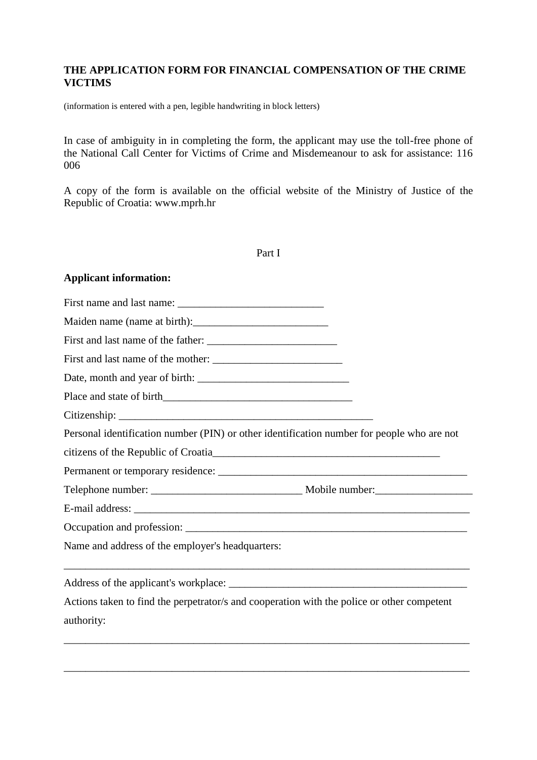**THE APPLICATION FORM FOR FINANCIAL COMPENSATION OF THE CRIME VICTIMS**

(information is entered with a pen, legible handwriting in block letters)

In case of ambiguity in in completing the form, the applicant may use the toll-free phone of the National Call Center for Victims of Crime and Misdemeanour to ask for assistance: 116 006

A copy of the form is available on the official website of the Ministry of Justice of the Republic of Croatia: www.mprh.hr

Part I

**Applicant information:**

First name and last name: ___________________________

Maiden name (name at birth):_________________________

First and last name of the father: ________________________

First and last name of the mother: ________________________

Date, month and year of birth: ____________________________

Place and state of birth___________________________________

Citizenship: _______________________________________________

Personal identification number (PIN) or other identification number for people who are not citizens of the Republic of Croatia___________________________________________

Permanent or temporary residence: ______________________________________________

Telephone number: ____________________________ Mobile number:__________________

E-mail address: ______________________________________________________________

Occupation and profession: ____________________________________________________

Name and address of the employer's headquarters:

_____________________________________________________________________________

Address of the applicant's workplace: ____________________________________________

Actions taken to find the perpetrator/s and cooperation with the police or other competent authority:

_____________________________________________________________________________

_____________________________________________________________________________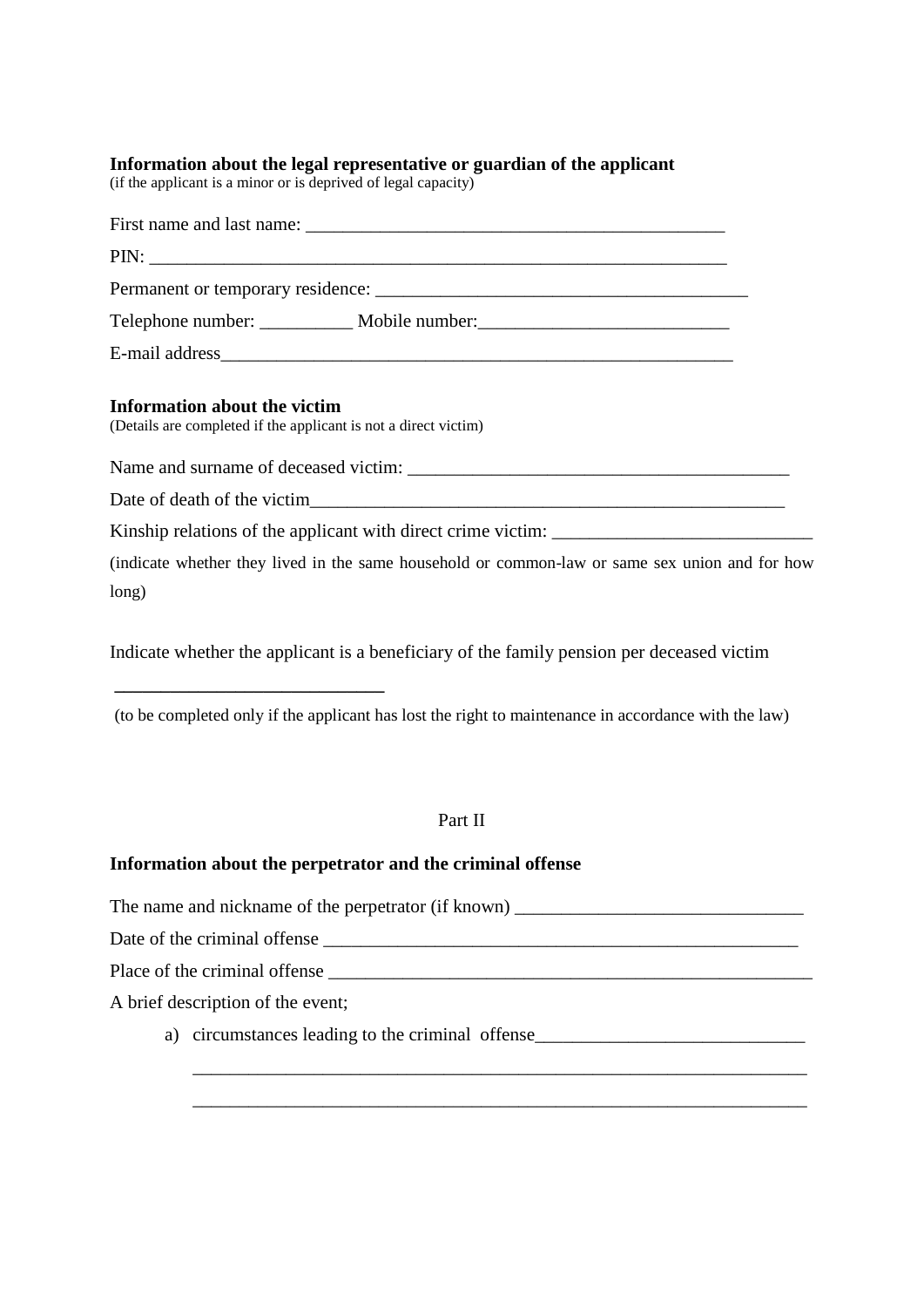**Information about the legal representative or guardian of the applicant**
(if the applicant is a minor or is deprived of legal capacity)

First name and last name: _____________________________________________

PIN: ______________________________________________________________

Permanent or temporary residence: _______________________________________

Telephone number: __________ Mobile number:___________________________

E-mail address_______________________________________________________

**Information about the victim**
(Details are completed if the applicant is not a direct victim)

Name and surname of deceased victim: _________________________________________

Date of death of the victim_____________________________________________________

Kinship relations of the applicant with direct crime victim: ____________________________

(indicate whether they lived in the same household or common-law or same sex union and for how long)

Indicate whether the applicant is a beneficiary of the family pension per deceased victim

_____________________________

(to be completed only if the applicant has lost the right to maintenance in accordance with the law)

Part II

**Information about the perpetrator and the criminal offense**

The name and nickname of the perpetrator (if known) _______________________________

Date of the criminal offense _____________________________________________________

Place of the criminal offense _____________________________________________________

A brief description of the event;

a) circumstances leading to the criminal offense_____________________________

   ____________________________________________________________________

   ____________________________________________________________________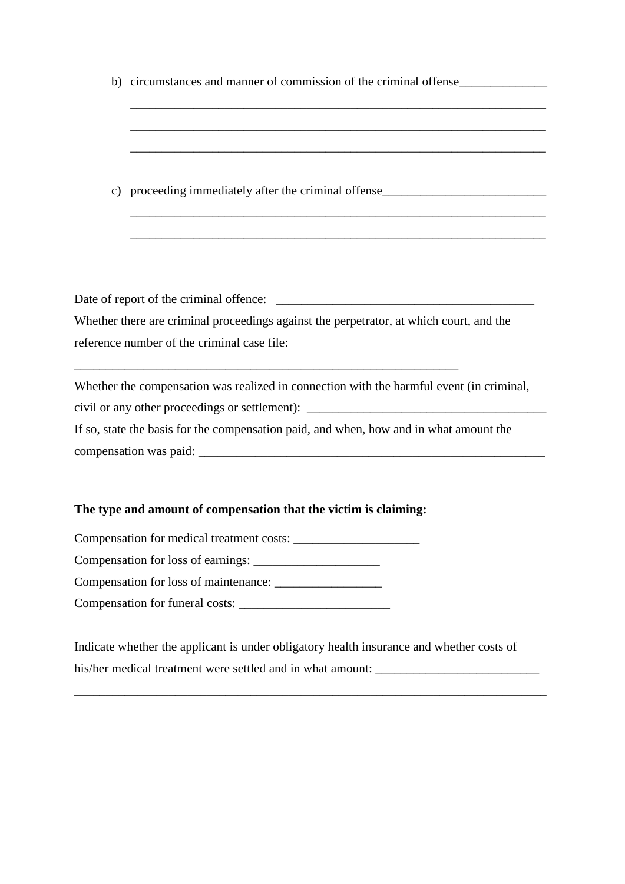b) circumstances and manner of commission of the criminal offense______________

______________________________________________________________________

______________________________________________________________________

______________________________________________________________________

c) proceeding immediately after the criminal offense__________________________

______________________________________________________________________

______________________________________________________________________

Date of report of the criminal offence: __________________________________________

Whether there are criminal proceedings against the perpetrator, at which court, and the reference number of the criminal case file:

_________________________________________________________________

Whether the compensation was realized in connection with the harmful event (in criminal, civil or any other proceedings or settlement): ______________________________________

If so, state the basis for the compensation paid, and when, how and in what amount the compensation was paid: __________________________________________________________

**The type and amount of compensation that the victim is claiming:**

Compensation for medical treatment costs: ____________________

Compensation for loss of earnings: ____________________

Compensation for loss of maintenance: _________________

Compensation for funeral costs: ________________________

Indicate whether the applicant is under obligatory health insurance and whether costs of his/her medical treatment were settled and in what amount: __________________________

________________________________________________________________________________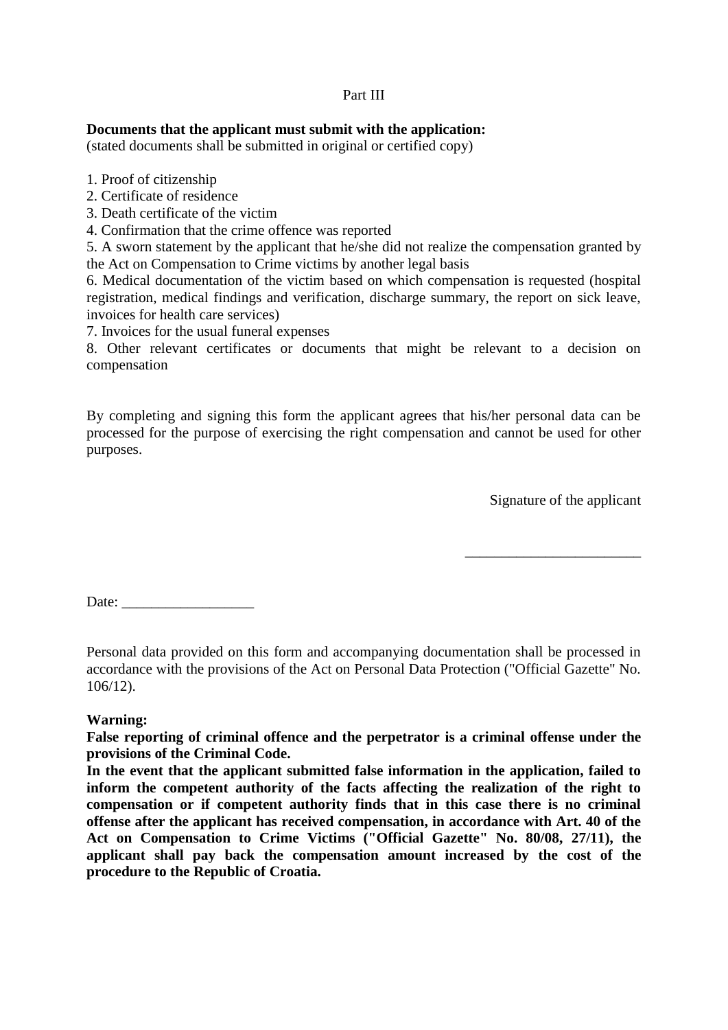Part III

**Documents that the applicant must submit with the application:**
(stated documents shall be submitted in original or certified copy)

1. Proof of citizenship
2. Certificate of residence
3. Death certificate of the victim
4. Confirmation that the crime offence was reported
5. A sworn statement by the applicant that he/she did not realize the compensation granted by the Act on Compensation to Crime victims by another legal basis
6. Medical documentation of the victim based on which compensation is requested (hospital registration, medical findings and verification, discharge summary, the report on sick leave, invoices for health care services)
7. Invoices for the usual funeral expenses
8. Other relevant certificates or documents that might be relevant to a decision on compensation

By completing and signing this form the applicant agrees that his/her personal data can be processed for the purpose of exercising the right compensation and cannot be used for other purposes.

Signature of the applicant

________________________

Date: __________________

Personal data provided on this form and accompanying documentation shall be processed in accordance with the provisions of the Act on Personal Data Protection ("Official Gazette" No. 106/12).

**Warning:**
**False reporting of criminal offence and the perpetrator is a criminal offense under the provisions of the Criminal Code.**
**In the event that the applicant submitted false information in the application, failed to inform the competent authority of the facts affecting the realization of the right to compensation or if competent authority finds that in this case there is no criminal offense after the applicant has received compensation, in accordance with Art. 40 of the Act on Compensation to Crime Victims ("Official Gazette" No. 80/08, 27/11), the applicant shall pay back the compensation amount increased by the cost of the procedure to the Republic of Croatia.**